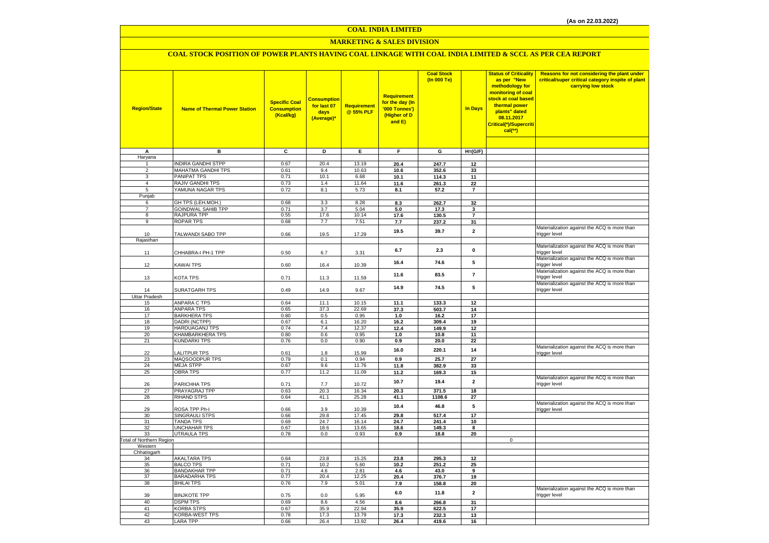(As on 22.03.2022)

# COAL INDIA LIMITED

## MARKETING & SALES DIVISION

### COAL STOCK POSITION OF POWER PLANTS HAVING COAL LINKAGE WITH COAL INDIA LIMITED & SCCL AS PER CEA REPORT

| Region/State | Name of Thermal Power Station | Specific Coal Consumption (Kcal/kg) | Consumption for last 07 days (Average)* | Requirement @ 55% PLF | Requirement for the day (In '000 Tonnes') (Higher of D and E) | Coal Stock (In 000 Te) | In Days | Status of Criticality as per "New methodology for monitoring of coal stock at coal based thermal power plants" dated 08.11.2017 Critical(*)/Supercritical(**) | Reasons for not considering the plant under critical/super critical category inspite of plant carrying low stock |
|---|---|---|---|---|---|---|---|---|---|
| A | B | C | D | E | F | G | H=(G/F) | | |
| Haryana | | | | | | | | | |
| 1 | INDIRA GANDHI STPP | 0.67 | 20.4 | 13.19 | 20.4 | 247.7 | 12 | | |
| 2 | MAHATMA GANDHI TPS | 0.61 | 9.4 | 10.63 | 10.6 | 352.6 | 33 | | |
| 3 | PANIPAT TPS | 0.71 | 10.1 | 6.68 | 10.1 | 114.3 | 11 | | |
| 4 | RAJIV GANDHI TPS | 0.73 | 1.4 | 11.64 | 11.6 | 261.3 | 22 | | |
| 5 | YAMUNA NAGAR TPS | 0.72 | 8.1 | 5.73 | 8.1 | 57.2 | 7 | | |
| Punjab | | | | | | | | | |
| 6 | GH TPS (LEH.MOH.) | 0.68 | 3.3 | 8.28 | 8.3 | 262.7 | 32 | | |
| 7 | GOINDWAL SAHIB TPP | 0.71 | 3.7 | 5.04 | 5.0 | 17.3 | 3 | | |
| 8 | RAJPURA TPP | 0.55 | 17.6 | 10.14 | 17.6 | 130.5 | 7 | | |
| 9 | ROPAR TPS | 0.68 | 7.7 | 7.51 | 7.7 | 237.2 | 31 | | |
| 10 | TALWANDI SABO TPP | 0.66 | 19.5 | 17.29 | 19.5 | 39.7 | 2 | | Materialization against the ACQ is more than trigger level |
| Rajasthan | | | | | | | | | |
| 11 | CHHABRA-I PH-1 TPP | 0.50 | 6.7 | 3.31 | 6.7 | 2.3 | 0 | | Materialization against the ACQ is more than trigger level |
| 12 | KAWAI TPS | 0.60 | 16.4 | 10.39 | 16.4 | 74.6 | 5 | | Materialization against the ACQ is more than trigger level |
| 13 | KOTA TPS | 0.71 | 11.3 | 11.59 | 11.6 | 83.5 | 7 | | Materialization against the ACQ is more than trigger level |
| 14 | SURATGARH TPS | 0.49 | 14.9 | 9.67 | 14.9 | 74.5 | 5 | | Materialization against the ACQ is more than trigger level |
| Uttar Pradesh | | | | | | | | | |
| 15 | ANPARA C TPS | 0.64 | 11.1 | 10.15 | 11.1 | 133.3 | 12 | | |
| 16 | ANPARA TPS | 0.65 | 37.3 | 22.69 | 37.3 | 503.7 | 14 | | |
| 17 | BARKHERA TPS | 0.80 | 0.5 | 0.95 | 1.0 | 16.2 | 17 | | |
| 18 | DADRI (NCTPP) | 0.67 | 6.1 | 16.20 | 16.2 | 309.4 | 19 | | |
| 19 | HARDUAGANJ TPS | 0.74 | 7.4 | 12.37 | 12.4 | 149.9 | 12 | | |
| 20 | KHAMBARKHERA TPS | 0.80 | 0.6 | 0.95 | 1.0 | 10.8 | 11 | | |
| 21 | KUNDARKI TPS | 0.76 | 0.0 | 0.90 | 0.9 | 20.0 | 22 | | |
| 22 | LALITPUR TPS | 0.61 | 1.8 | 15.99 | 16.0 | 220.1 | 14 | | Materialization against the ACQ is more than trigger level |
| 23 | MAQSOODPUR TPS | 0.79 | 0.1 | 0.94 | 0.9 | 25.7 | 27 | | |
| 24 | MEJA STPP | 0.67 | 9.6 | 11.76 | 11.8 | 382.9 | 33 | | |
| 25 | OBRA TPS | 0.77 | 11.2 | 11.09 | 11.2 | 169.3 | 15 | | |
| 26 | PARICHHA TPS | 0.71 | 7.7 | 10.72 | 10.7 | 19.4 | 2 | | Materialization against the ACQ is more than trigger level |
| 27 | PRAYAGRAJ TPP | 0.63 | 20.3 | 16.34 | 20.3 | 371.5 | 18 | | |
| 28 | RIHAND STPS | 0.64 | 41.1 | 25.28 | 41.1 | 1108.6 | 27 | | |
| 29 | ROSA TPP Ph-I | 0.66 | 3.9 | 10.39 | 10.4 | 46.8 | 5 | | Materialization against the ACQ is more than trigger level |
| 30 | SINGRAULI STPS | 0.66 | 29.8 | 17.45 | 29.8 | 517.4 | 17 | | |
| 31 | TANDA TPS | 0.69 | 24.7 | 16.14 | 24.7 | 241.4 | 10 | | |
| 32 | UNCHAHAR TPS | 0.67 | 18.6 | 13.65 | 18.6 | 149.3 | 8 | | |
| 33 | UTRAULA TPS | 0.78 | 0.0 | 0.93 | 0.9 | 18.8 | 20 | | |
| Total of Northern Region | | | | | | | | 0 | |
| Western | | | | | | | | | |
| Chhatisgarh | | | | | | | | | |
| 34 | AKALTARA TPS | 0.64 | 23.8 | 15.25 | 23.8 | 295.3 | 12 | | |
| 35 | BALCO TPS | 0.71 | 10.2 | 5.60 | 10.2 | 251.2 | 25 | | |
| 36 | BANDAKHAR TPP | 0.71 | 4.6 | 2.81 | 4.6 | 43.0 | 9 | | |
| 37 | BARADARHA TPS | 0.77 | 20.4 | 12.25 | 20.4 | 376.7 | 19 | | |
| 38 | BHILAI TPS | 0.76 | 7.9 | 5.01 | 7.9 | 158.8 | 20 | | |
| 39 | BINJKOTE TPP | 0.75 | 0.0 | 5.95 | 6.0 | 11.8 | 2 | | Materialization against the ACQ is more than trigger level |
| 40 | DSPM TPS | 0.69 | 8.6 | 4.56 | 8.6 | 266.8 | 31 | | |
| 41 | KORBA STPS | 0.67 | 35.9 | 22.94 | 35.9 | 622.5 | 17 | | |
| 42 | KORBA-WEST TPS | 0.78 | 17.3 | 13.79 | 17.3 | 232.3 | 13 | | |
| 43 | LARA TPP | 0.66 | 26.4 | 13.92 | 26.4 | 419.6 | 16 | | |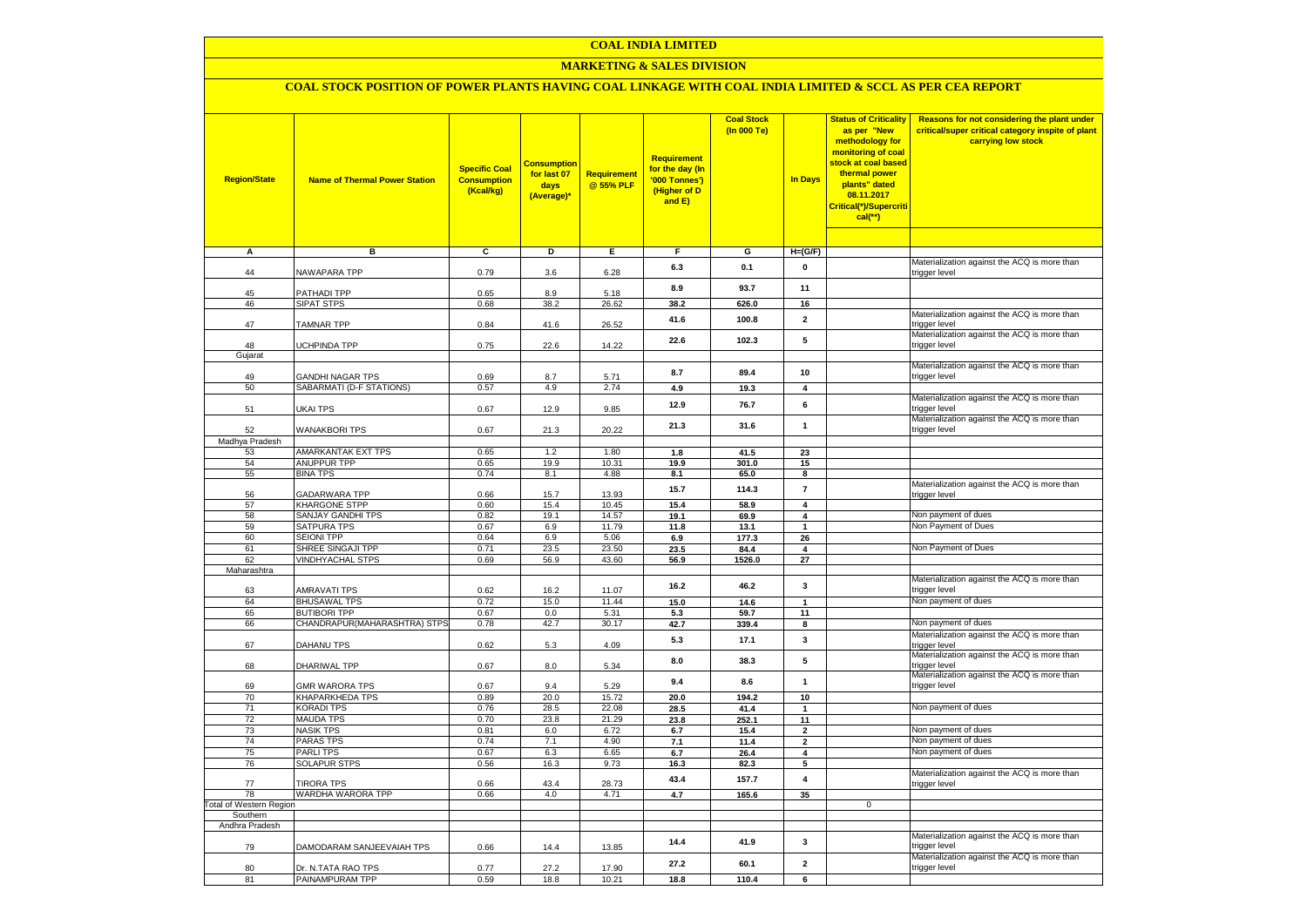# COAL INDIA LIMITED

## MARKETING & SALES DIVISION

### COAL STOCK POSITION OF POWER PLANTS HAVING COAL LINKAGE WITH COAL INDIA LIMITED & SCCL AS PER CEA REPORT

| Region/State | Name of Thermal Power Station | Specific Coal Consumption (Kcal/kg) | Consumption for last 07 days (Average)* | Requirement @ 55% PLF | Requirement for the day (In '000 Tonnes') (Higher of D and E) | Coal Stock (In 000 Te) | In Days | Status of Criticality as per "New methodology for monitoring of coal stock at coal based thermal power plants" dated 08.11.2017 Critical(*)/Supercritical(**) | Reasons for not considering the plant under critical/super critical category inspite of plant carrying low stock |
|---|---|---|---|---|---|---|---|---|---|
| A | B | C | D | E | F | G | H=(G/F) | | |
| 44 | NAWAPARA TPP | 0.79 | 3.6 | 6.28 | 6.3 | 0.1 | 0 | | Materialization against the ACQ is more than trigger level |
| 45 | PATHADI TPP | 0.65 | 8.9 | 5.18 | 8.9 | 93.7 | 11 | | |
| 46 | SIPAT STPS | 0.68 | 38.2 | 26.62 | 38.2 | 626.0 | 16 | | |
| 47 | TAMNAR TPP | 0.84 | 41.6 | 26.52 | 41.6 | 100.8 | 2 | | Materialization against the ACQ is more than trigger level |
| 48 | UCHPINDA TPP | 0.75 | 22.6 | 14.22 | 22.6 | 102.3 | 5 | | Materialization against the ACQ is more than trigger level |
| Gujarat | | | | | | | | | |
| 49 | GANDHI NAGAR TPS | 0.69 | 8.7 | 5.71 | 8.7 | 89.4 | 10 | | Materialization against the ACQ is more than trigger level |
| 50 | SABARMATI (D-F STATIONS) | 0.57 | 4.9 | 2.74 | 4.9 | 19.3 | 4 | | |
| 51 | UKAI TPS | 0.67 | 12.9 | 9.85 | 12.9 | 76.7 | 6 | | Materialization against the ACQ is more than trigger level |
| 52 | WANAKBORI TPS | 0.67 | 21.3 | 20.22 | 21.3 | 31.6 | 1 | | Materialization against the ACQ is more than trigger level |
| Madhya Pradesh | | | | | | | | | |
| 53 | AMARKANTAK EXT TPS | 0.65 | 1.2 | 1.80 | 1.8 | 41.5 | 23 | | |
| 54 | ANUPPUR TPP | 0.65 | 19.9 | 10.31 | 19.9 | 301.0 | 15 | | |
| 55 | BINA TPS | 0.74 | 8.1 | 4.88 | 8.1 | 65.0 | 8 | | |
| 56 | GADARWARA TPP | 0.66 | 15.7 | 13.93 | 15.7 | 114.3 | 7 | | Materialization against the ACQ is more than trigger level |
| 57 | KHARGONE STPP | 0.60 | 15.4 | 10.45 | 15.4 | 58.9 | 4 | | |
| 58 | SANJAY GANDHI TPS | 0.82 | 19.1 | 14.57 | 19.1 | 69.9 | 4 | | Non payment of dues |
| 59 | SATPURA TPS | 0.67 | 6.9 | 11.79 | 11.8 | 13.1 | 1 | | Non Payment of Dues |
| 60 | SEIONI TPP | 0.64 | 6.9 | 5.06 | 6.9 | 177.3 | 26 | | |
| 61 | SHREE SINGAJI TPP | 0.71 | 23.5 | 23.50 | 23.5 | 84.4 | 4 | | Non Payment of Dues |
| 62 | VINDHYACHAL STPS | 0.69 | 56.9 | 43.60 | 56.9 | 1526.0 | 27 | | |
| Maharashtra | | | | | | | | | |
| 63 | AMRAVATI TPS | 0.62 | 16.2 | 11.07 | 16.2 | 46.2 | 3 | | Materialization against the ACQ is more than trigger level |
| 64 | BHUSAWAL TPS | 0.72 | 15.0 | 11.44 | 15.0 | 14.6 | 1 | | Non payment of dues |
| 65 | BUTIBORI TPP | 0.67 | 0.0 | 5.31 | 5.3 | 59.7 | 11 | | |
| 66 | CHANDRAPUR(MAHARASHTRA) STPS | 0.78 | 42.7 | 30.17 | 42.7 | 339.4 | 8 | | Non payment of dues |
| 67 | DAHANU TPS | 0.62 | 5.3 | 4.09 | 5.3 | 17.1 | 3 | | Materialization against the ACQ is more than trigger level |
| 68 | DHARIWAL TPP | 0.67 | 8.0 | 5.34 | 8.0 | 38.3 | 5 | | Materialization against the ACQ is more than trigger level |
| 69 | GMR WARORA TPS | 0.67 | 9.4 | 5.29 | 9.4 | 8.6 | 1 | | Materialization against the ACQ is more than trigger level |
| 70 | KHAPARKHEDA TPS | 0.89 | 20.0 | 15.72 | 20.0 | 194.2 | 10 | | |
| 71 | KORADI TPS | 0.76 | 28.5 | 22.08 | 28.5 | 41.4 | 1 | | Non payment of dues |
| 72 | MAUDA TPS | 0.70 | 23.8 | 21.29 | 23.8 | 252.1 | 11 | | |
| 73 | NASIK TPS | 0.81 | 6.0 | 6.72 | 6.7 | 15.4 | 2 | | Non payment of dues |
| 74 | PARAS TPS | 0.74 | 7.1 | 4.90 | 7.1 | 11.4 | 2 | | Non payment of dues |
| 75 | PARLI TPS | 0.67 | 6.3 | 6.65 | 6.7 | 26.4 | 4 | | Non payment of dues |
| 76 | SOLAPUR STPS | 0.56 | 16.3 | 9.73 | 16.3 | 82.3 | 5 | | |
| 77 | TIRORA TPS | 0.66 | 43.4 | 28.73 | 43.4 | 157.7 | 4 | | Materialization against the ACQ is more than trigger level |
| 78 | WARDHA WARORA TPP | 0.66 | 4.0 | 4.71 | 4.7 | 165.6 | 35 | | |
| Total of Western Region | | | | | | | | 0 | |
| Southern | | | | | | | | | |
| Andhra Pradesh | | | | | | | | | |
| 79 | DAMODARAM SANJEEVAIAH TPS | 0.66 | 14.4 | 13.85 | 14.4 | 41.9 | 3 | | Materialization against the ACQ is more than trigger level |
| 80 | Dr. N.TATA RAO TPS | 0.77 | 27.2 | 17.90 | 27.2 | 60.1 | 2 | | Materialization against the ACQ is more than trigger level |
| 81 | PAINAMPURAM TPP | 0.59 | 18.8 | 10.21 | 18.8 | 110.4 | 6 | | |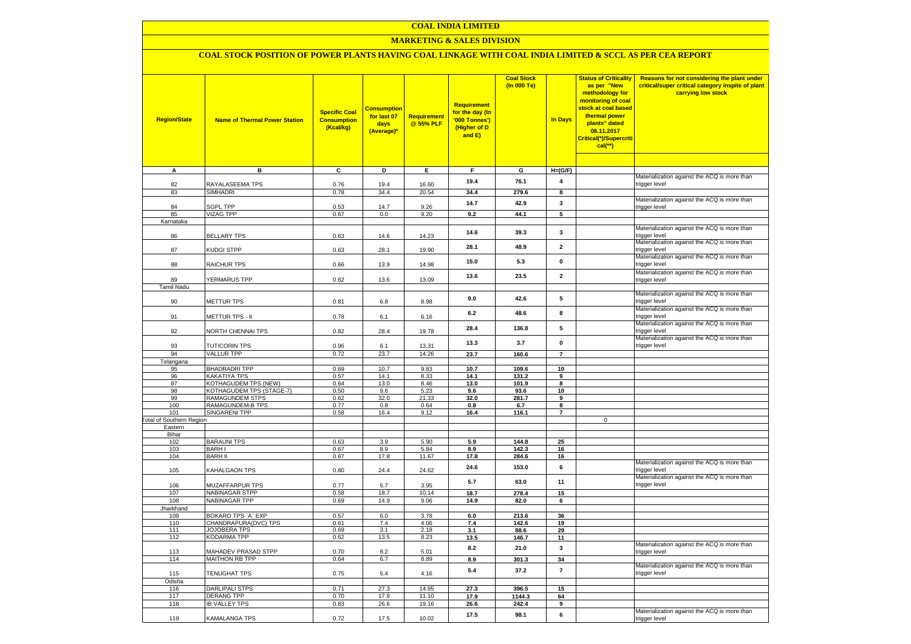# COAL INDIA LIMITED

## MARKETING & SALES DIVISION

### COAL STOCK POSITION OF POWER PLANTS HAVING COAL LINKAGE WITH COAL INDIA LIMITED & SCCL AS PER CEA REPORT

| Region/State | Name of Thermal Power Station | Specific Coal Consumption (Kcal/kg) | Consumption for last 07 days (Average)* | Requirement @ 55% PLF | Requirement for the day (In '000 Tonnes') (Higher of D and E) | Coal Stock (In 000 Te) | In Days | Status of Criticality as per "New methodology for monitoring of coal stock at coal based thermal power plants" dated 08.11.2017 Critical(*)/Supercritical(**) | Reasons for not considering the plant under critical/super critical category inspite of plant carrying low stock |
|---|---|---|---|---|---|---|---|---|---|
| A | B | C | D | E | F | G | H=(G/F) | | |
| 82 | RAYALASEEMA TPS | 0.76 | 19.4 | 16.60 | 19.4 | 76.1 | 4 | | Materialization against the ACQ is more than trigger level |
| 83 | SIMHADRI | 0.78 | 34.4 | 20.54 | 34.4 | 279.6 | 8 | | |
| 84 | SGPL TPP | 0.53 | 14.7 | 9.26 | 14.7 | 42.9 | 3 | | Materialization against the ACQ is more than trigger level |
| 85 | VIZAG TPP | 0.67 | 0.0 | 9.20 | 9.2 | 44.1 | 5 | | |
| Karnataka | | | | | | | | | |
| 86 | BELLARY TPS | 0.63 | 14.6 | 14.23 | 14.6 | 39.3 | 3 | | Materialization against the ACQ is more than trigger level |
| 87 | KUDGI STPP | 0.63 | 28.1 | 19.90 | 28.1 | 48.9 | 2 | | Materialization against the ACQ is more than trigger level |
| 88 | RAICHUR TPS | 0.66 | 13.9 | 14.98 | 15.0 | 5.3 | 0 | | Materialization against the ACQ is more than trigger level |
| 89 | YERMARUS TPP | 0.62 | 13.6 | 13.09 | 13.6 | 23.5 | 2 | | Materialization against the ACQ is more than trigger level |
| Tamil Nadu | | | | | | | | | |
| 90 | METTUR TPS | 0.81 | 6.8 | 8.98 | 9.0 | 42.6 | 5 | | Materialization against the ACQ is more than trigger level |
| 91 | METTUR TPS - II | 0.78 | 6.1 | 6.16 | 6.2 | 48.6 | 8 | | Materialization against the ACQ is more than trigger level |
| 92 | NORTH CHENNAI TPS | 0.82 | 28.4 | 19.78 | 28.4 | 136.8 | 5 | | Materialization against the ACQ is more than trigger level |
| 93 | TUTICORIN TPS | 0.96 | 6.1 | 13.31 | 13.3 | 3.7 | 0 | | Materialization against the ACQ is more than trigger level |
| 94 | VALLUR TPP | 0.72 | 23.7 | 14.26 | 23.7 | 160.6 | 7 | | |
| Telangana | | | | | | | | | |
| 95 | BHADRADRI TPP | 0.69 | 10.7 | 9.83 | 10.7 | 109.6 | 10 | | |
| 96 | KAKATIYA TPS | 0.57 | 14.1 | 8.33 | 14.1 | 131.2 | 9 | | |
| 97 | KOTHAGUDEM TPS (NEW) | 0.64 | 13.0 | 8.46 | 13.0 | 101.9 | 8 | | |
| 98 | KOTHAGUDEM TPS (STAGE-7) | 0.50 | 9.6 | 5.23 | 9.6 | 93.6 | 10 | | |
| 99 | RAMAGUNDEM STPS | 0.62 | 32.0 | 21.33 | 32.0 | 281.7 | 9 | | |
| 100 | RAMAGUNDEM-B TPS | 0.77 | 0.8 | 0.64 | 0.8 | 6.7 | 8 | | |
| 101 | SINGARENI TPP | 0.58 | 16.4 | 9.12 | 16.4 | 116.1 | 7 | | |
| Total of Southern Region | | | | | | | | 0 | |
| Eastern | | | | | | | | | |
| Bihar | | | | | | | | | |
| 102 | BARAUNI TPS | 0.63 | 3.9 | 5.90 | 5.9 | 144.8 | 25 | | |
| 103 | BARH I | 0.67 | 8.9 | 5.84 | 8.9 | 142.3 | 16 | | |
| 104 | BARH II | 0.67 | 17.8 | 11.67 | 17.8 | 284.6 | 16 | | |
| 105 | KAHALGAON TPS | 0.80 | 24.4 | 24.62 | 24.6 | 153.0 | 6 | | Materialization against the ACQ is more than trigger level |
| 106 | MUZAFFARPUR TPS | 0.77 | 5.7 | 3.95 | 5.7 | 63.0 | 11 | | Materialization against the ACQ is more than trigger level |
| 107 | NABINAGAR STPP | 0.58 | 18.7 | 10.14 | 18.7 | 278.4 | 15 | | |
| 108 | NABINAGAR TPP | 0.69 | 14.9 | 9.06 | 14.9 | 82.0 | 6 | | |
| Jharkhand | | | | | | | | | |
| 109 | BOKARO TPS `A` EXP | 0.57 | 6.0 | 3.78 | 6.0 | 213.6 | 36 | | |
| 110 | CHANDRAPURA(DVC) TPS | 0.61 | 7.4 | 4.06 | 7.4 | 142.6 | 19 | | |
| 111 | JOJOBERA TPS | 0.69 | 3.1 | 2.18 | 3.1 | 88.6 | 29 | | |
| 112 | KODARMA TPP | 0.62 | 13.5 | 8.23 | 13.5 | 146.7 | 11 | | |
| 113 | MAHADEV PRASAD STPP | 0.70 | 8.2 | 5.01 | 8.2 | 21.0 | 3 | | Materialization against the ACQ is more than trigger level |
| 114 | MAITHON RB TPP | 0.64 | 6.7 | 8.89 | 8.9 | 301.3 | 34 | | |
| 115 | TENUGHAT TPS | 0.75 | 5.4 | 4.16 | 5.4 | 37.2 | 7 | | Materialization against the ACQ is more than trigger level |
| Odisha | | | | | | | | | |
| 116 | DARLIPALI STPS | 0.71 | 27.3 | 14.95 | 27.3 | 396.5 | 15 | | |
| 117 | DERANG TPP | 0.70 | 17.9 | 11.10 | 17.9 | 1144.3 | 64 | | |
| 118 | IB VALLEY TPS | 0.83 | 26.6 | 19.16 | 26.6 | 242.4 | 9 | | |
| 119 | KAMALANGA TPS | 0.72 | 17.5 | 10.02 | 17.5 | 98.1 | 6 | | Materialization against the ACQ is more than trigger level |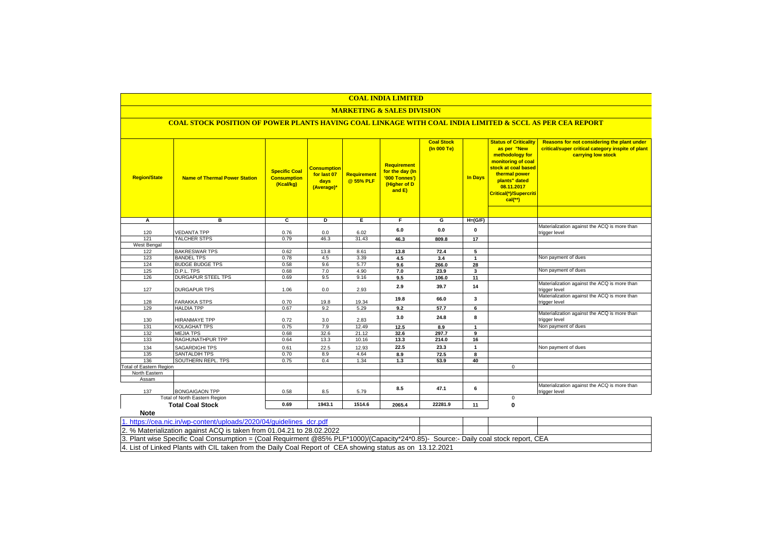# COAL INDIA LIMITED

## MARKETING & SALES DIVISION

### COAL STOCK POSITION OF POWER PLANTS HAVING COAL LINKAGE WITH COAL INDIA LIMITED & SCCL AS PER CEA REPORT

| Region/State | Name of Thermal Power Station | Specific Coal Consumption (Kcal/kg) | Consumption for last 07 days (Average)* | Requirement @ 55% PLF | Requirement for the day (In '000 Tonnes') (Higher of D and E) | Coal Stock (In 000 Te) | In Days | Status of Criticality as per "New methodology for monitoring of coal stock at coal based thermal power plants" dated 08.11.2017 Critical(*)/Supercritical(**) | Reasons for not considering the plant under critical/super critical category inspite of plant carrying low stock |
|---|---|---|---|---|---|---|---|---|---|
| A | B | C | D | E | F | G | H=(G/F) | | |
| 120 | VEDANTA TPP | 0.76 | 0.0 | 6.02 | 6.0 | 0.0 | 0 | | Materialization against the ACQ is more than trigger level |
| 121 | TALCHER STPS | 0.79 | 46.3 | 31.43 | 46.3 | 809.8 | 17 | | |
| West Bengal | | | | | | | | | |
| 122 | BAKRESWAR TPS | 0.62 | 13.8 | 8.61 | 13.8 | 72.4 | 5 | | |
| 123 | BANDEL TPS | 0.78 | 4.5 | 3.39 | 4.5 | 3.4 | 1 | | Non payment of dues |
| 124 | BUDGE BUDGE TPS | 0.58 | 9.6 | 5.77 | 9.6 | 266.0 | 28 | | |
| 125 | D.P.L. TPS | 0.68 | 7.0 | 4.90 | 7.0 | 23.9 | 3 | | Non payment of dues |
| 126 | DURGAPUR STEEL TPS | 0.69 | 9.5 | 9.16 | 9.5 | 106.0 | 11 | | |
| 127 | DURGAPUR TPS | 1.06 | 0.0 | 2.93 | 2.9 | 39.7 | 14 | | Materialization against the ACQ is more than trigger level |
| 128 | FARAKKA STPS | 0.70 | 19.8 | 19.34 | 19.8 | 66.0 | 3 | | Materialization against the ACQ is more than trigger level |
| 129 | HALDIA TPP | 0.67 | 9.2 | 5.29 | 9.2 | 57.7 | 6 | | |
| 130 | HIRANMAYE TPP | 0.72 | 3.0 | 2.83 | 3.0 | 24.8 | 8 | | Materialization against the ACQ is more than trigger level |
| 131 | KOLAGHAT TPS | 0.75 | 7.9 | 12.49 | 12.5 | 8.9 | 1 | | Non payment of dues |
| 132 | MEJIA TPS | 0.68 | 32.6 | 21.12 | 32.6 | 297.7 | 9 | | |
| 133 | RAGHUNATHPUR TPP | 0.64 | 13.3 | 10.16 | 13.3 | 214.0 | 16 | | |
| 134 | SAGARDIGHI TPS | 0.61 | 22.5 | 12.93 | 22.5 | 23.3 | 1 | | Non payment of dues |
| 135 | SANTALDIH TPS | 0.70 | 8.9 | 4.64 | 8.9 | 72.5 | 8 | | |
| 136 | SOUTHERN REPL. TPS | 0.75 | 0.4 | 1.34 | 1.3 | 53.9 | 40 | | |
| Total of Eastern Region | | | | | | | | 0 | |
| North Eastern | | | | | | | | | |
| Assam | | | | | | | | | |
| 137 | BONGAIGAON TPP | 0.58 | 8.5 | 5.79 | 8.5 | 47.1 | 6 | | Materialization against the ACQ is more than trigger level |
| Total of North Eastern Region | | | | | | | | 0 | |
| **Total Coal Stock** | | 0.69 | 1943.1 | 1514.6 | 2065.4 | 22281.9 | 11 | 0 | |

**Note**

1. https://cea.nic.in/wp-content/uploads/2020/04/guidelines_dcr.pdf
2. % Materialization against ACQ is taken from 01.04.21 to 28.02.2022
3. Plant wise Specific Coal Consumption = (Coal Requirment @85% PLF*1000)/(Capacity*24*0.85)- Source:- Daily coal stock report, CEA
4. List of Linked Plants with CIL taken from the Daily Coal Report of CEA showing status as on 13.12.2021